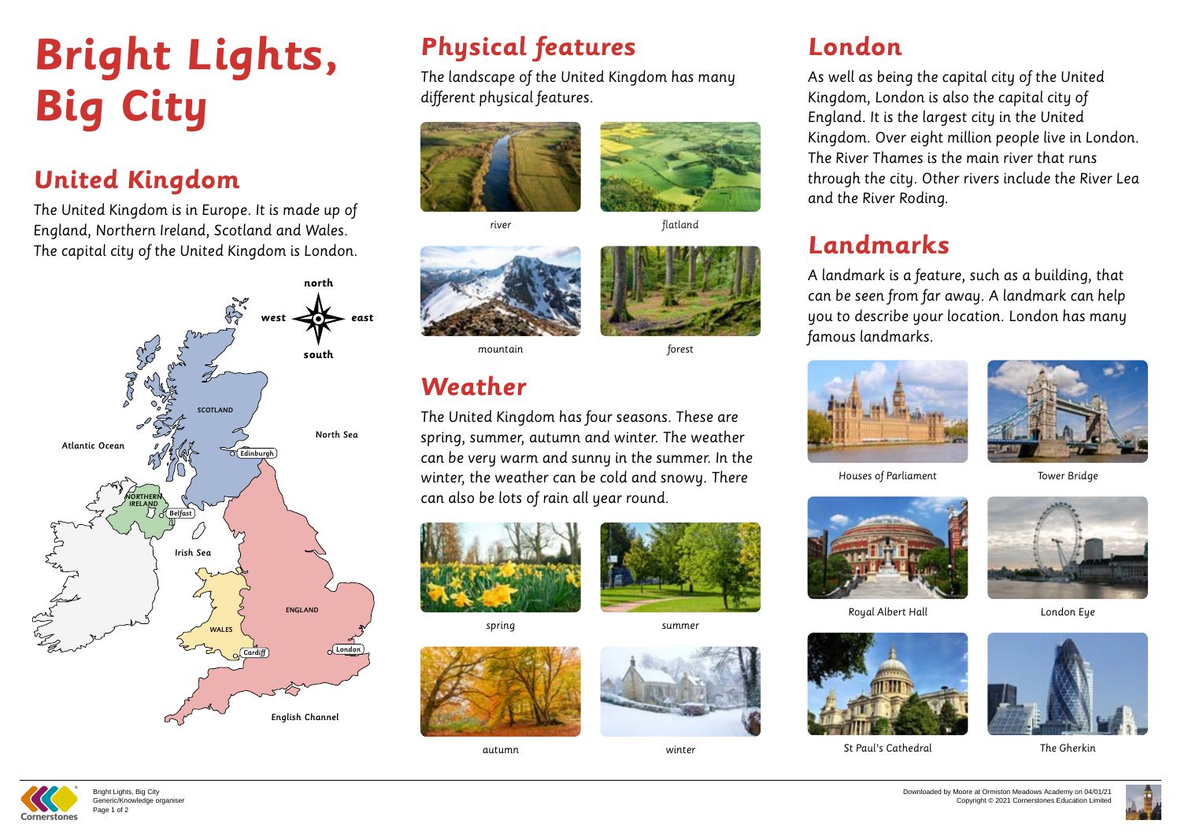# Bright Lights, Big City

## United Kingdom

The United Kingdom is in Europe. It is made up of England, Northern Ireland, Scotland and Wales. The capital city of the United Kingdom is London.

north
west east
south

SCOTLAND
Edinburgh
North Sea
Atlantic Ocean
NORTHERN IRELAND
Belfast
Irish Sea
ENGLAND
WALES
Cardiff
London
English Channel

## Physical features

The landscape of the United Kingdom has many different physical features.

river

flatland

mountain

forest

## Weather

The United Kingdom has four seasons. These are spring, summer, autumn and winter. The weather can be very warm and sunny in the summer. In the winter, the weather can be cold and snowy. There can also be lots of rain all year round.

spring

summer

autumn

winter

## London

As well as being the capital city of the United Kingdom, London is also the capital city of England. It is the largest city in the United Kingdom. Over eight million people live in London. The River Thames is the main river that runs through the city. Other rivers include the River Lea and the River Roding.

## Landmarks

A landmark is a feature, such as a building, that can be seen from far away. A landmark can help you to describe your location. London has many famous landmarks.

Houses of Parliament

Tower Bridge

Royal Albert Hall

London Eye

St Paul's Cathedral

The Gherkin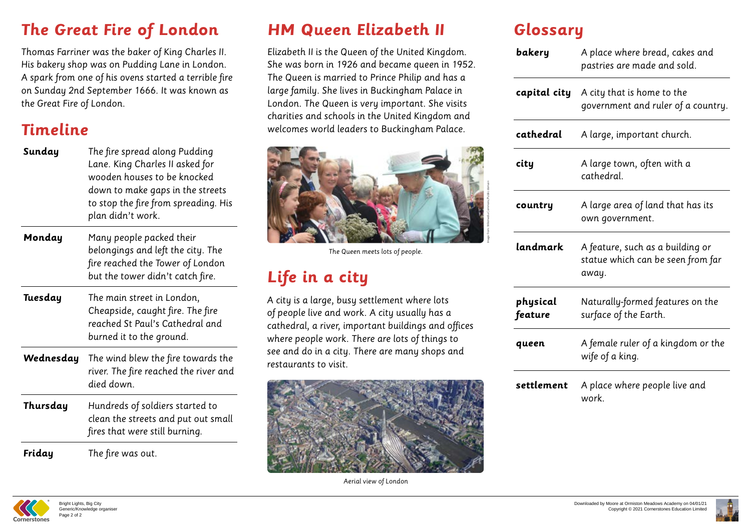## The Great Fire of London

Thomas Farriner was the baker of King Charles II. His bakery shop was on Pudding Lane in London. A spark from one of his ovens started a terrible fire on Sunday 2nd September 1666. It was known as the Great Fire of London.

## Timeline

| | |
|---|---|
| **Sunday** | The fire spread along Pudding Lane. King Charles II asked for wooden houses to be knocked down to make gaps in the streets to stop the fire from spreading. His plan didn't work. |
| **Monday** | Many people packed their belongings and left the city. The fire reached the Tower of London but the tower didn't catch fire. |
| **Tuesday** | The main street in London, Cheapside, caught fire. The fire reached St Paul's Cathedral and burned it to the ground. |
| **Wednesday** | The wind blew the fire towards the river. The fire reached the river and died down. |
| **Thursday** | Hundreds of soldiers started to clean the streets and put out small fires that were still burning. |
| **Friday** | The fire was out. |

## HM Queen Elizabeth II

Elizabeth II is the Queen of the United Kingdom. She was born in 1926 and became queen in 1952. The Queen is married to Prince Philip and has a large family. She lives in Buckingham Palace in London. The Queen is very important. She visits charities and schools in the United Kingdom and welcomes world leaders to Buckingham Palace.

Image from: Wikimedia Commons/Public domain

The Queen meets lots of people.

## Life in a city

A city is a large, busy settlement where lots of people live and work. A city usually has a cathedral, a river, important buildings and offices where people work. There are lots of things to see and do in a city. There are many shops and restaurants to visit.

Aerial view of London

## Glossary

| | |
|---|---|
| **bakery** | A place where bread, cakes and pastries are made and sold. |
| **capital city** | A city that is home to the government and ruler of a country. |
| **cathedral** | A large, important church. |
| **city** | A large town, often with a cathedral. |
| **country** | A large area of land that has its own government. |
| **landmark** | A feature, such as a building or statue which can be seen from far away. |
| **physical feature** | Naturally-formed features on the surface of the Earth. |
| **queen** | A female ruler of a kingdom or the wife of a king. |
| **settlement** | A place where people live and work. |